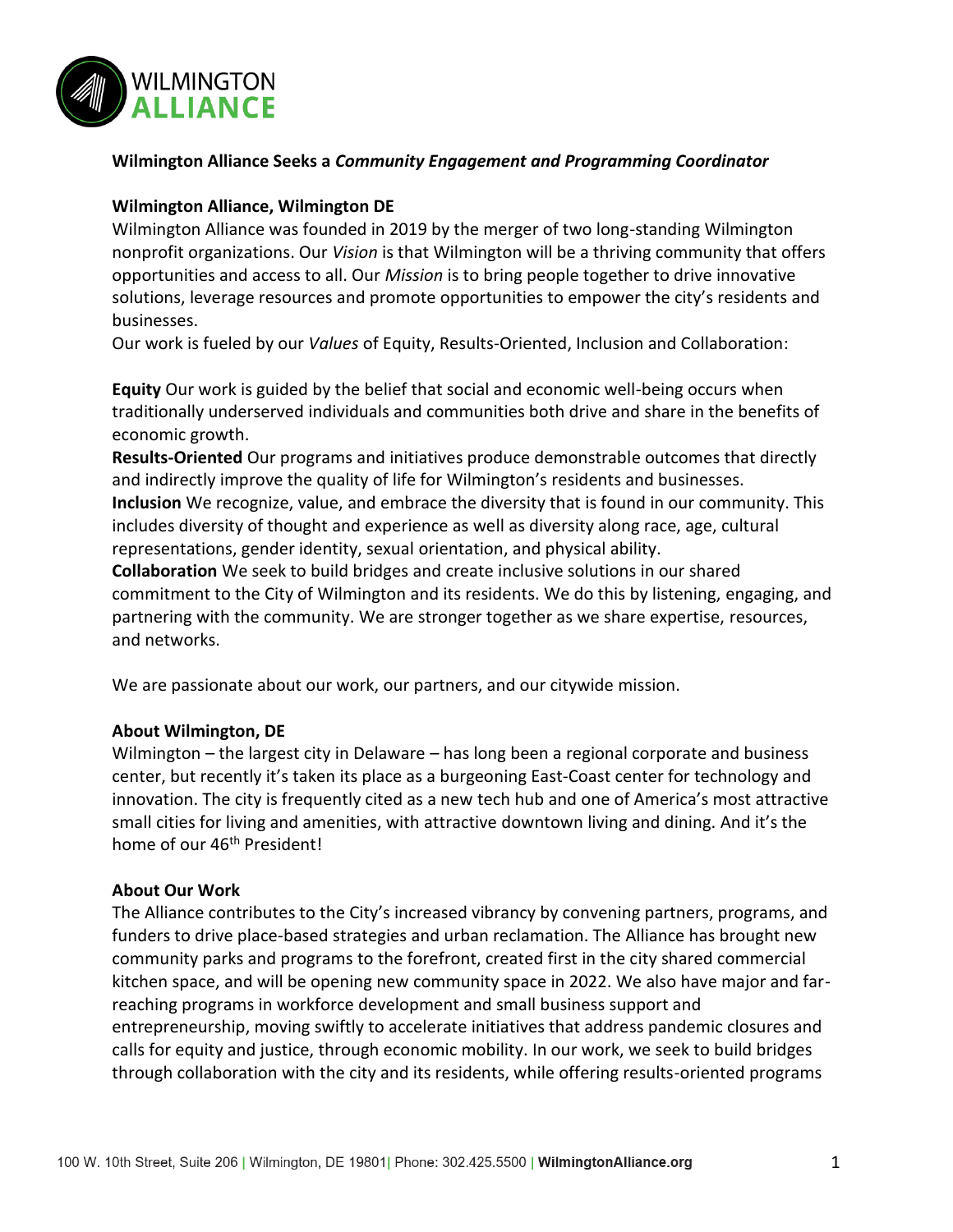**Wilmington Alliance Seeks a *Community Engagement and Programming Coordinator***

**Wilmington Alliance, Wilmington DE**

Wilmington Alliance was founded in 2019 by the merger of two long-standing Wilmington nonprofit organizations. Our *Vision* is that Wilmington will be a thriving community that offers opportunities and access to all. Our *Mission* is to bring people together to drive innovative solutions, leverage resources and promote opportunities to empower the city's residents and businesses.

Our work is fueled by our *Values* of Equity, Results-Oriented, Inclusion and Collaboration:

**Equity** Our work is guided by the belief that social and economic well-being occurs when traditionally underserved individuals and communities both drive and share in the benefits of economic growth.

**Results-Oriented** Our programs and initiatives produce demonstrable outcomes that directly and indirectly improve the quality of life for Wilmington's residents and businesses.

**Inclusion** We recognize, value, and embrace the diversity that is found in our community. This includes diversity of thought and experience as well as diversity along race, age, cultural representations, gender identity, sexual orientation, and physical ability.

**Collaboration** We seek to build bridges and create inclusive solutions in our shared commitment to the City of Wilmington and its residents. We do this by listening, engaging, and partnering with the community. We are stronger together as we share expertise, resources, and networks.

We are passionate about our work, our partners, and our citywide mission.

**About Wilmington, DE**

Wilmington – the largest city in Delaware – has long been a regional corporate and business center, but recently it's taken its place as a burgeoning East-Coast center for technology and innovation. The city is frequently cited as a new tech hub and one of America's most attractive small cities for living and amenities, with attractive downtown living and dining. And it's the home of our 46th President!

**About Our Work**

The Alliance contributes to the City's increased vibrancy by convening partners, programs, and funders to drive place-based strategies and urban reclamation. The Alliance has brought new community parks and programs to the forefront, created first in the city shared commercial kitchen space, and will be opening new community space in 2022. We also have major and far-reaching programs in workforce development and small business support and entrepreneurship, moving swiftly to accelerate initiatives that address pandemic closures and calls for equity and justice, through economic mobility. In our work, we seek to build bridges through collaboration with the city and its residents, while offering results-oriented programs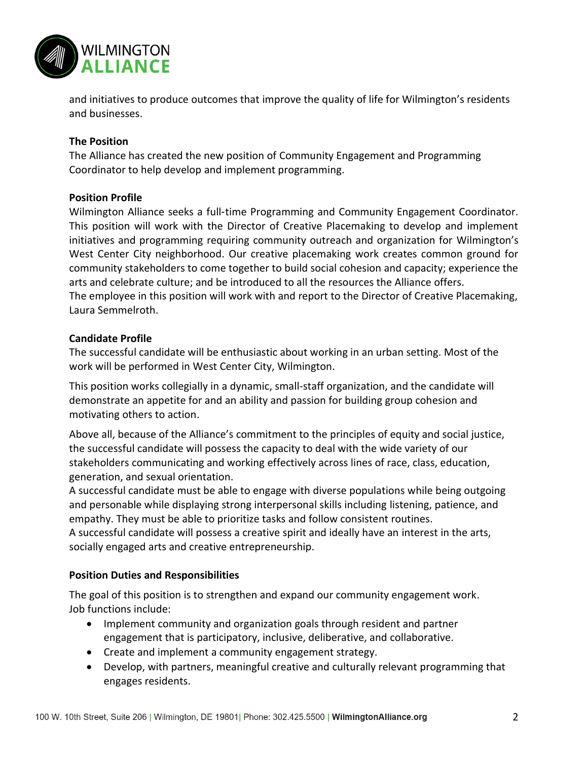and initiatives to produce outcomes that improve the quality of life for Wilmington's residents and businesses.

**The Position**

The Alliance has created the new position of Community Engagement and Programming Coordinator to help develop and implement programming.

**Position Profile**

Wilmington Alliance seeks a full-time Programming and Community Engagement Coordinator. This position will work with the Director of Creative Placemaking to develop and implement initiatives and programming requiring community outreach and organization for Wilmington's West Center City neighborhood. Our creative placemaking work creates common ground for community stakeholders to come together to build social cohesion and capacity; experience the arts and celebrate culture; and be introduced to all the resources the Alliance offers.
The employee in this position will work with and report to the Director of Creative Placemaking, Laura Semmelroth.

**Candidate Profile**

The successful candidate will be enthusiastic about working in an urban setting. Most of the work will be performed in West Center City, Wilmington.

This position works collegially in a dynamic, small-staff organization, and the candidate will demonstrate an appetite for and an ability and passion for building group cohesion and motivating others to action.

Above all, because of the Alliance's commitment to the principles of equity and social justice, the successful candidate will possess the capacity to deal with the wide variety of our stakeholders communicating and working effectively across lines of race, class, education, generation, and sexual orientation.
A successful candidate must be able to engage with diverse populations while being outgoing and personable while displaying strong interpersonal skills including listening, patience, and empathy. They must be able to prioritize tasks and follow consistent routines.
A successful candidate will possess a creative spirit and ideally have an interest in the arts, socially engaged arts and creative entrepreneurship.

**Position Duties and Responsibilities**

The goal of this position is to strengthen and expand our community engagement work.
Job functions include:

- Implement community and organization goals through resident and partner engagement that is participatory, inclusive, deliberative, and collaborative.
- Create and implement a community engagement strategy.
- Develop, with partners, meaningful creative and culturally relevant programming that engages residents.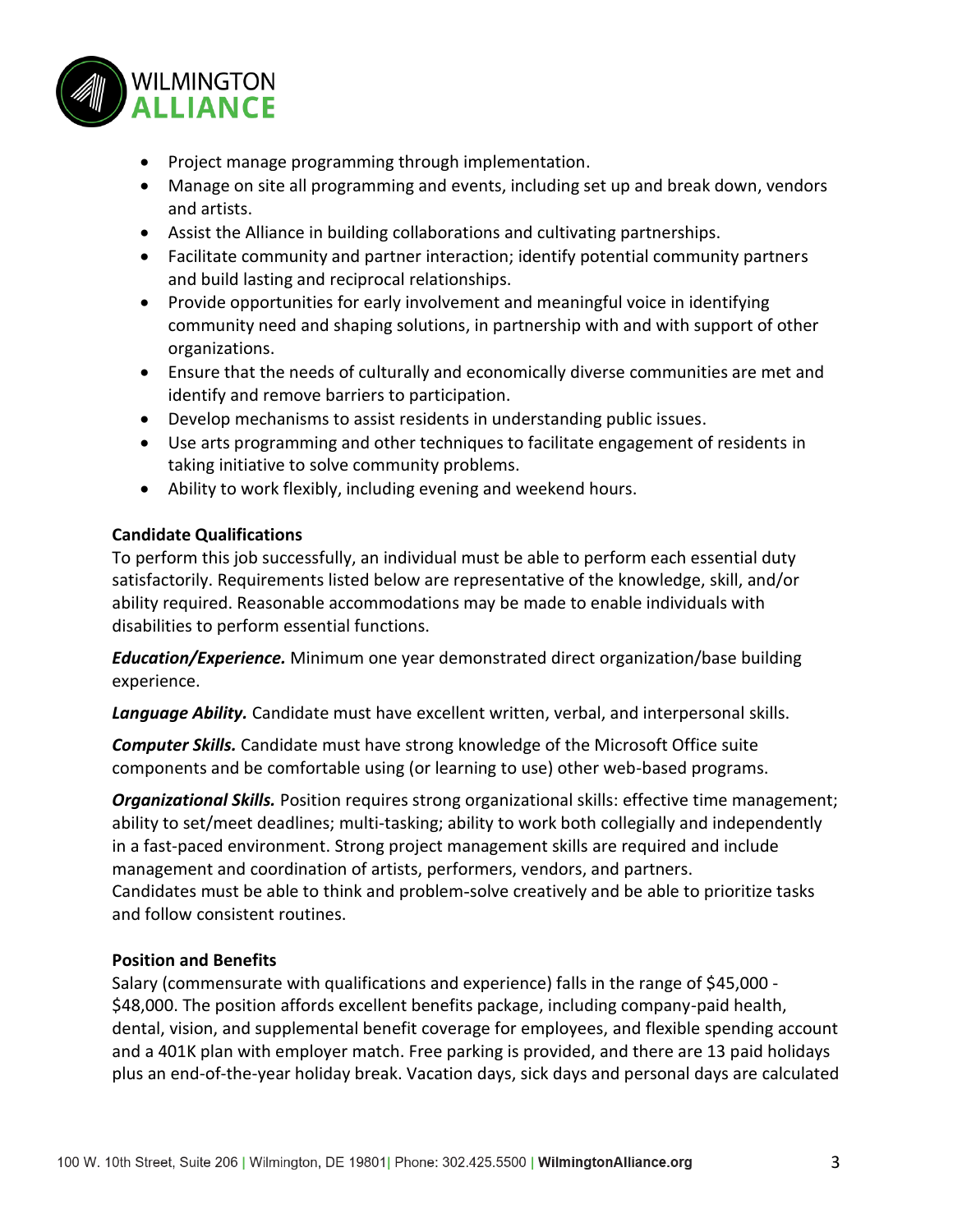- Project manage programming through implementation.
- Manage on site all programming and events, including set up and break down, vendors and artists.
- Assist the Alliance in building collaborations and cultivating partnerships.
- Facilitate community and partner interaction; identify potential community partners and build lasting and reciprocal relationships.
- Provide opportunities for early involvement and meaningful voice in identifying community need and shaping solutions, in partnership with and with support of other organizations.
- Ensure that the needs of culturally and economically diverse communities are met and identify and remove barriers to participation.
- Develop mechanisms to assist residents in understanding public issues.
- Use arts programming and other techniques to facilitate engagement of residents in taking initiative to solve community problems.
- Ability to work flexibly, including evening and weekend hours.

**Candidate Qualifications**

To perform this job successfully, an individual must be able to perform each essential duty satisfactorily. Requirements listed below are representative of the knowledge, skill, and/or ability required. Reasonable accommodations may be made to enable individuals with disabilities to perform essential functions.

***Education/Experience.*** Minimum one year demonstrated direct organization/base building experience.

***Language Ability.*** Candidate must have excellent written, verbal, and interpersonal skills.

***Computer Skills.*** Candidate must have strong knowledge of the Microsoft Office suite components and be comfortable using (or learning to use) other web-based programs.

***Organizational Skills.*** Position requires strong organizational skills: effective time management; ability to set/meet deadlines; multi-tasking; ability to work both collegially and independently in a fast-paced environment. Strong project management skills are required and include management and coordination of artists, performers, vendors, and partners.
Candidates must be able to think and problem-solve creatively and be able to prioritize tasks and follow consistent routines.

**Position and Benefits**

Salary (commensurate with qualifications and experience) falls in the range of $45,000 - $48,000. The position affords excellent benefits package, including company-paid health, dental, vision, and supplemental benefit coverage for employees, and flexible spending account and a 401K plan with employer match. Free parking is provided, and there are 13 paid holidays plus an end-of-the-year holiday break. Vacation days, sick days and personal days are calculated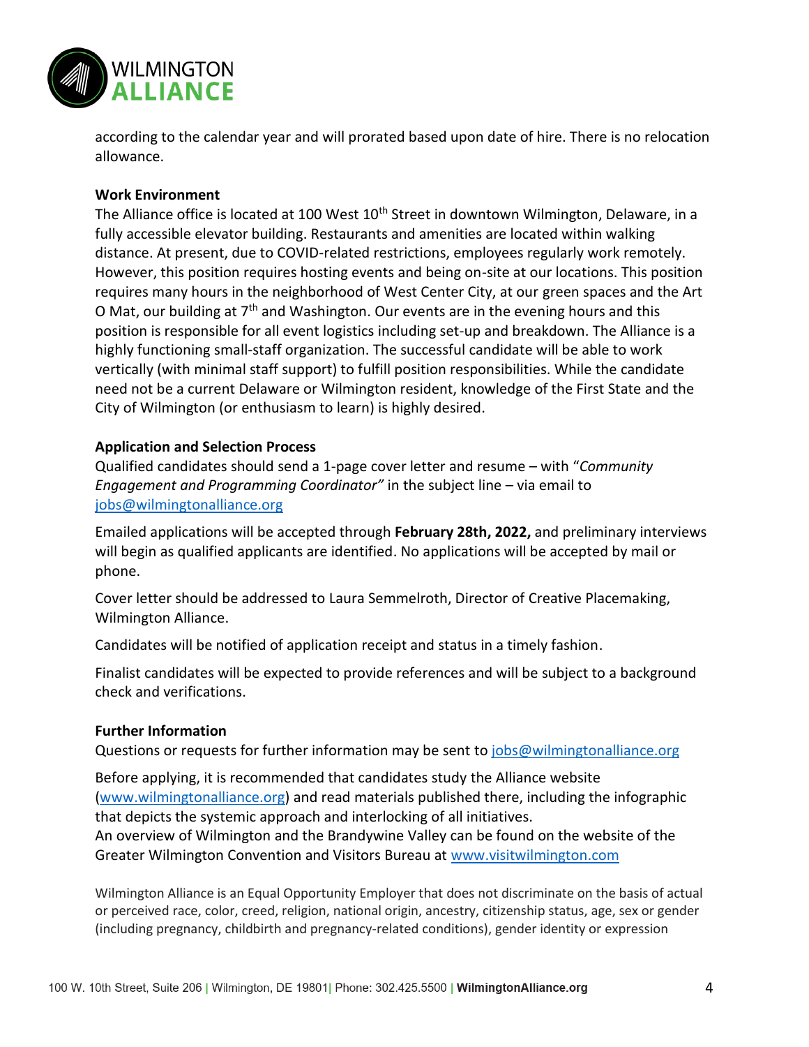according to the calendar year and will prorated based upon date of hire. There is no relocation allowance.

**Work Environment**

The Alliance office is located at 100 West 10th Street in downtown Wilmington, Delaware, in a fully accessible elevator building. Restaurants and amenities are located within walking distance. At present, due to COVID-related restrictions, employees regularly work remotely. However, this position requires hosting events and being on-site at our locations. This position requires many hours in the neighborhood of West Center City, at our green spaces and the Art O Mat, our building at 7th and Washington. Our events are in the evening hours and this position is responsible for all event logistics including set-up and breakdown. The Alliance is a highly functioning small-staff organization. The successful candidate will be able to work vertically (with minimal staff support) to fulfill position responsibilities. While the candidate need not be a current Delaware or Wilmington resident, knowledge of the First State and the City of Wilmington (or enthusiasm to learn) is highly desired.

**Application and Selection Process**

Qualified candidates should send a 1-page cover letter and resume – with "*Community Engagement and Programming Coordinator"* in the subject line – via email to jobs@wilmingtonalliance.org

Emailed applications will be accepted through **February 28th, 2022,** and preliminary interviews will begin as qualified applicants are identified. No applications will be accepted by mail or phone.

Cover letter should be addressed to Laura Semmelroth, Director of Creative Placemaking, Wilmington Alliance.

Candidates will be notified of application receipt and status in a timely fashion.

Finalist candidates will be expected to provide references and will be subject to a background check and verifications.

**Further Information**

Questions or requests for further information may be sent to jobs@wilmingtonalliance.org

Before applying, it is recommended that candidates study the Alliance website (www.wilmingtonalliance.org) and read materials published there, including the infographic that depicts the systemic approach and interlocking of all initiatives.
An overview of Wilmington and the Brandywine Valley can be found on the website of the Greater Wilmington Convention and Visitors Bureau at www.visitwilmington.com

Wilmington Alliance is an Equal Opportunity Employer that does not discriminate on the basis of actual or perceived race, color, creed, religion, national origin, ancestry, citizenship status, age, sex or gender (including pregnancy, childbirth and pregnancy-related conditions), gender identity or expression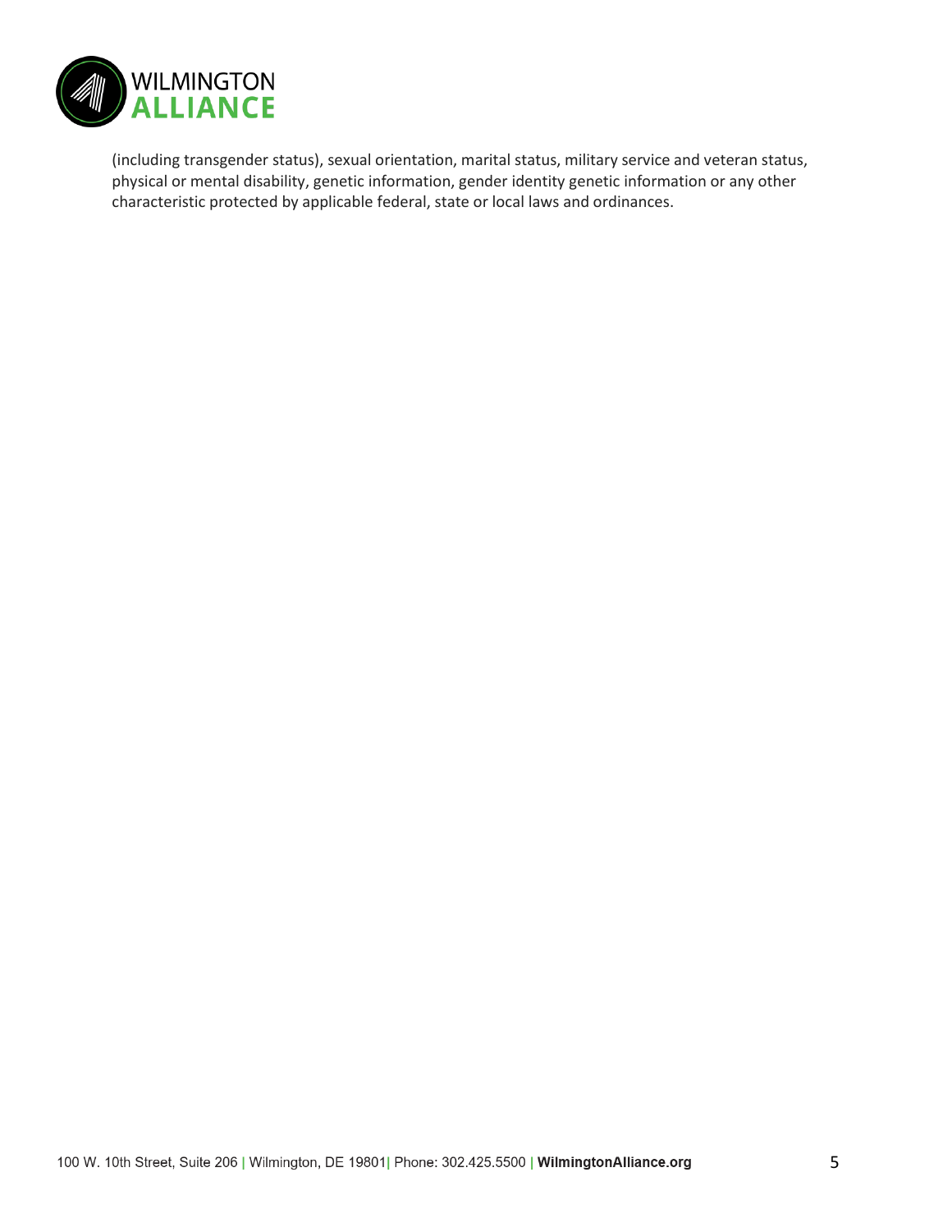(including transgender status), sexual orientation, marital status, military service and veteran status, physical or mental disability, genetic information, gender identity genetic information or any other characteristic protected by applicable federal, state or local laws and ordinances.